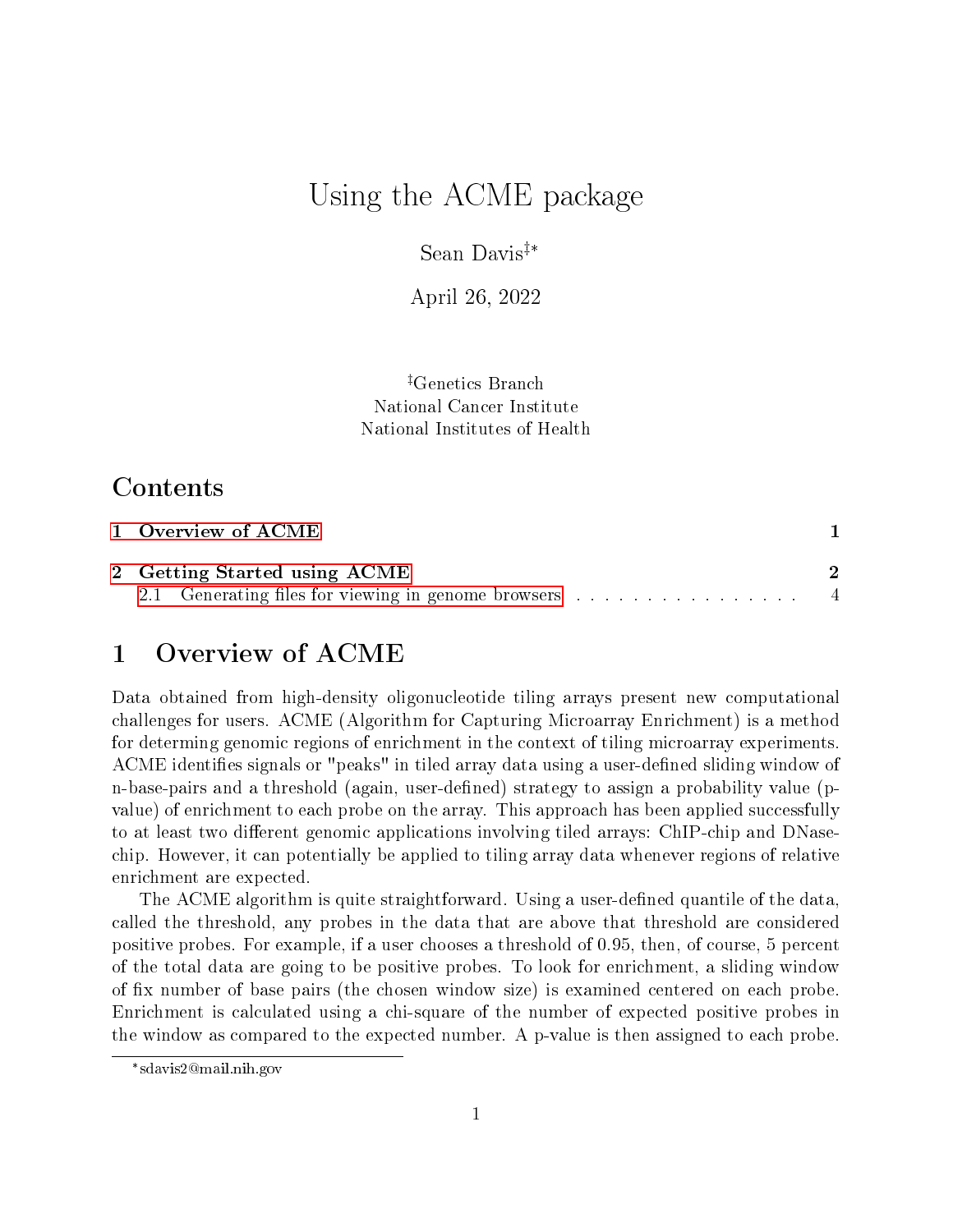# Using the ACME package

Sean Davis[‡][*]

April 26, 2022

[‡]Genetics Branch
National Cancer Institute
National Institutes of Health

## Contents

1 Overview of ACME 1

2 Getting Started using ACME 2

2.1 Generating files for viewing in genome browsers . . . . . . . . . . . . . . . . . 4

## 1 Overview of ACME

Data obtained from high-density oligonucleotide tiling arrays present new computational challenges for users. ACME (Algorithm for Capturing Microarray Enrichment) is a method for determing genomic regions of enrichment in the context of tiling microarray experiments. ACME identifies signals or "peaks" in tiled array data using a user-defined sliding window of n-base-pairs and a threshold (again, user-defined) strategy to assign a probability value (p-value) of enrichment to each probe on the array. This approach has been applied successfully to at least two different genomic applications involving tiled arrays: ChIP-chip and DNase-chip. However, it can potentially be applied to tiling array data whenever regions of relative enrichment are expected.

The ACME algorithm is quite straightforward. Using a user-defined quantile of the data, called the threshold, any probes in the data that are above that threshold are considered positive probes. For example, if a user chooses a threshold of 0.95, then, of course, 5 percent of the total data are going to be positive probes. To look for enrichment, a sliding window of fix number of base pairs (the chosen window size) is examined centered on each probe. Enrichment is calculated using a chi-square of the number of expected positive probes in the window as compared to the expected number. A p-value is then assigned to each probe.

[*]sdavis2@mail.nih.gov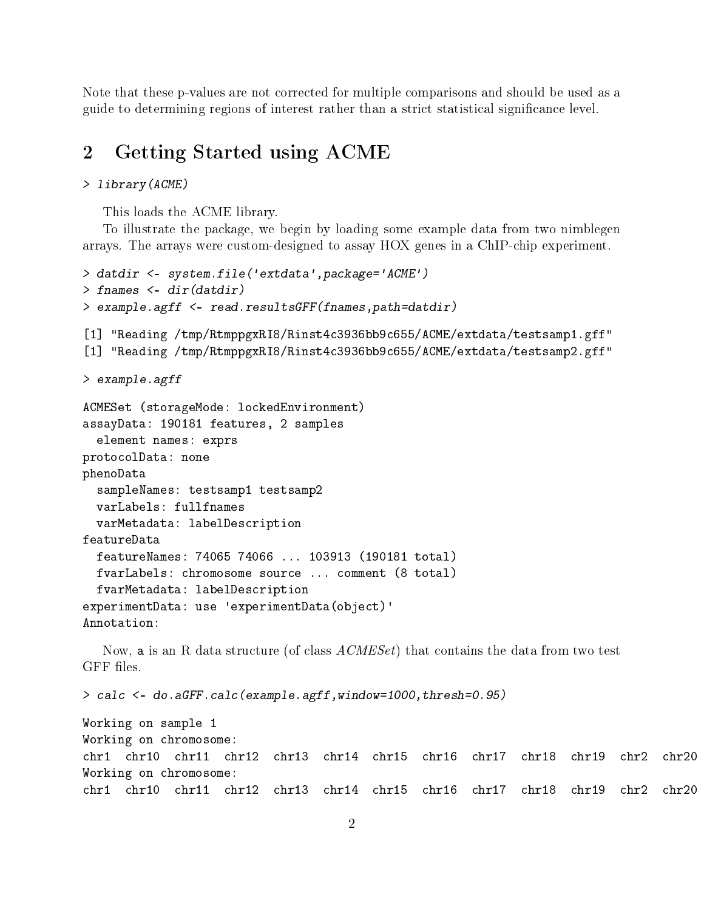Note that these p-values are not corrected for multiple comparisons and should be used as a guide to determining regions of interest rather than a strict statistical significance level.

## 2 Getting Started using ACME

```
> library(ACME)
```

This loads the ACME library.

To illustrate the package, we begin by loading some example data from two nimblegen arrays. The arrays were custom-designed to assay HOX genes in a ChIP-chip experiment.

```
> datdir <- system.file('extdata',package='ACME')
> fnames <- dir(datdir)
> example.agff <- read.resultsGFF(fnames,path=datdir)

[1] "Reading /tmp/RtmppgxRI8/Rinst4c3936bb9c655/ACME/extdata/testsamp1.gff"
[1] "Reading /tmp/RtmppgxRI8/Rinst4c3936bb9c655/ACME/extdata/testsamp2.gff"

> example.agff

ACMESet (storageMode: lockedEnvironment)
assayData: 190181 features, 2 samples
  element names: exprs
protocolData: none
phenoData
  sampleNames: testsamp1 testsamp2
  varLabels: fullfnames
  varMetadata: labelDescription
featureData
  featureNames: 74065 74066 ... 103913 (190181 total)
  fvarLabels: chromosome source ... comment (8 total)
  fvarMetadata: labelDescription
experimentData: use 'experimentData(object)'
Annotation:
```

Now, a is an R data structure (of class *ACMESet*) that contains the data from two test GFF files.

```
> calc <- do.aGFF.calc(example.agff,window=1000,thresh=0.95)

Working on sample 1
Working on chromosome:
chr1  chr10  chr11  chr12  chr13  chr14  chr15  chr16  chr17  chr18  chr19  chr2  chr20
Working on chromosome:
chr1  chr10  chr11  chr12  chr13  chr14  chr15  chr16  chr17  chr18  chr19  chr2  chr20
```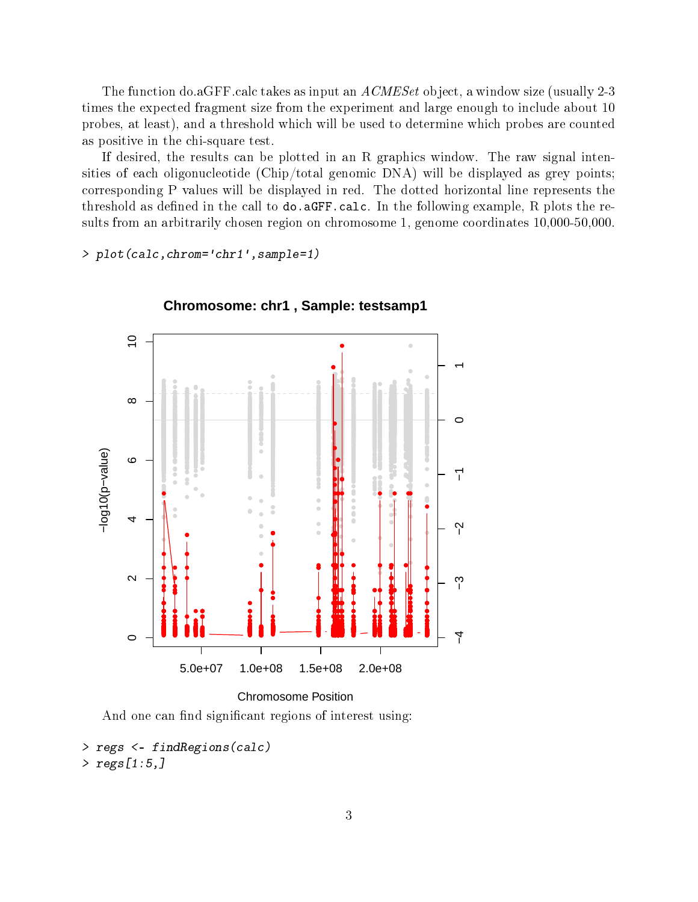The function do.aGFF.calc takes as input an *ACMESet* object, a window size (usually 2-3 times the expected fragment size from the experiment and large enough to include about 10 probes, at least), and a threshold which will be used to determine which probes are counted as positive in the chi-square test.

If desired, the results can be plotted in an R graphics window. The raw signal intensities of each oligonucleotide (Chip/total genomic DNA) will be displayed as grey points; corresponding P values will be displayed in red. The dotted horizontal line represents the threshold as defined in the call to `do.aGFF.calc`. In the following example, R plots the results from an arbitrarily chosen region on chromosome 1, genome coordinates 10,000-50,000.

```
> plot(calc,chrom='chr1',sample=1)
```

And one can find significant regions of interest using:

```
> regs <- findRegions(calc)
> regs[1:5,]
```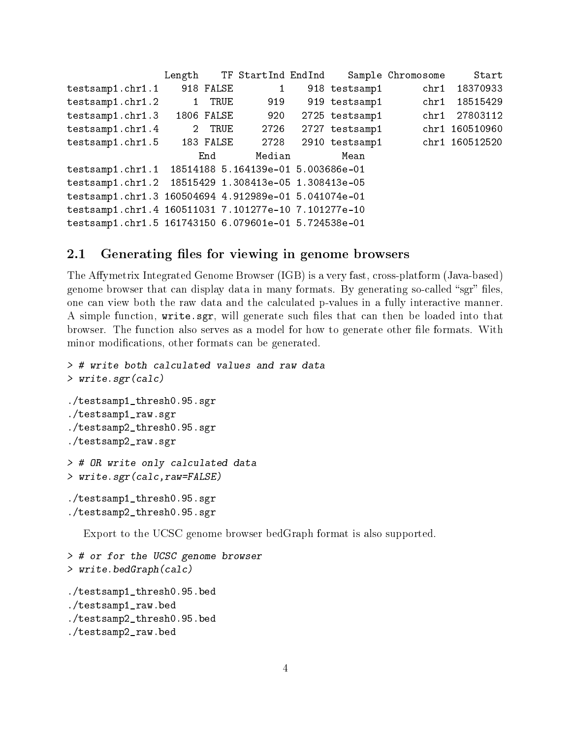```
                 Length    TF StartInd EndInd    Sample Chromosome     Start
testsamp1.chr1.1    918 FALSE        1    918 testsamp1       chr1  18370933
testsamp1.chr1.2      1  TRUE      919    919 testsamp1       chr1  18515429
testsamp1.chr1.3   1806 FALSE      920   2725 testsamp1       chr1  27803112
testsamp1.chr1.4      2  TRUE     2726   2727 testsamp1       chr1 160510960
testsamp1.chr1.5    183 FALSE     2728   2910 testsamp1       chr1 160512520
                       End       Median         Mean
testsamp1.chr1.1  18514188 5.164139e-01 5.003686e-01
testsamp1.chr1.2  18515429 1.308413e-05 1.308413e-05
testsamp1.chr1.3 160504694 4.912989e-01 5.041074e-01
testsamp1.chr1.4 160511031 7.101277e-10 7.101277e-10
testsamp1.chr1.5 161743150 6.079601e-01 5.724538e-01
```

## 2.1 Generating files for viewing in genome browsers

The Affymetrix Integrated Genome Browser (IGB) is a very fast, cross-platform (Java-based) genome browser that can display data in many formats. By generating so-called "sgr" files, one can view both the raw data and the calculated p-values in a fully interactive manner. A simple function, `write.sgr`, will generate such files that can then be loaded into that browser. The function also serves as a model for how to generate other file formats. With minor modifications, other formats can be generated.

```
> # write both calculated values and raw data
> write.sgr(calc)

./testsamp1_thresh0.95.sgr
./testsamp1_raw.sgr
./testsamp2_thresh0.95.sgr
./testsamp2_raw.sgr

> # OR write only calculated data
> write.sgr(calc,raw=FALSE)

./testsamp1_thresh0.95.sgr
./testsamp2_thresh0.95.sgr
```

Export to the UCSC genome browser bedGraph format is also supported.

```
> # or for the UCSC genome browser
> write.bedGraph(calc)

./testsamp1_thresh0.95.bed
./testsamp1_raw.bed
./testsamp2_thresh0.95.bed
./testsamp2_raw.bed
```